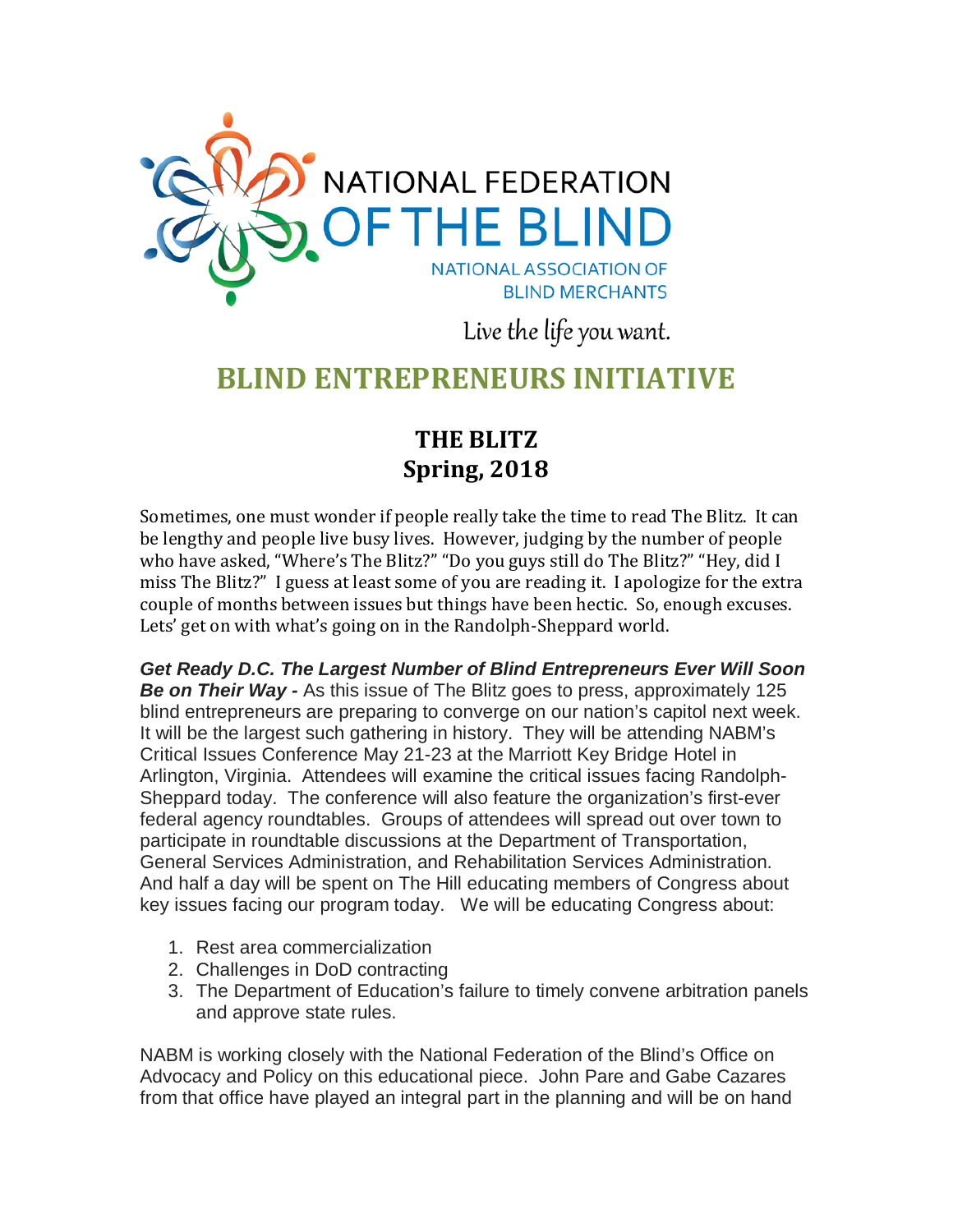NATIONAL FEDERATION OF THE BLIND

NATIONAL ASSOCIATION OF BLIND MERCHANTS

Live the life you want.

# BLIND ENTREPRENEURS INITIATIVE

## THE BLITZ
## Spring, 2018

Sometimes, one must wonder if people really take the time to read The Blitz. It can be lengthy and people live busy lives. However, judging by the number of people who have asked, "Where's The Blitz?" "Do you guys still do The Blitz?" "Hey, did I miss The Blitz?" I guess at least some of you are reading it. I apologize for the extra couple of months between issues but things have been hectic. So, enough excuses. Lets' get on with what's going on in the Randolph-Sheppard world.

***Get Ready D.C. The Largest Number of Blind Entrepreneurs Ever Will Soon Be on Their Way -*** As this issue of The Blitz goes to press, approximately 125 blind entrepreneurs are preparing to converge on our nation's capitol next week. It will be the largest such gathering in history. They will be attending NABM's Critical Issues Conference May 21-23 at the Marriott Key Bridge Hotel in Arlington, Virginia. Attendees will examine the critical issues facing Randolph-Sheppard today. The conference will also feature the organization's first-ever federal agency roundtables. Groups of attendees will spread out over town to participate in roundtable discussions at the Department of Transportation, General Services Administration, and Rehabilitation Services Administration. And half a day will be spent on The Hill educating members of Congress about key issues facing our program today. We will be educating Congress about:

1. Rest area commercialization
2. Challenges in DoD contracting
3. The Department of Education's failure to timely convene arbitration panels and approve state rules.

NABM is working closely with the National Federation of the Blind's Office on Advocacy and Policy on this educational piece. John Pare and Gabe Cazares from that office have played an integral part in the planning and will be on hand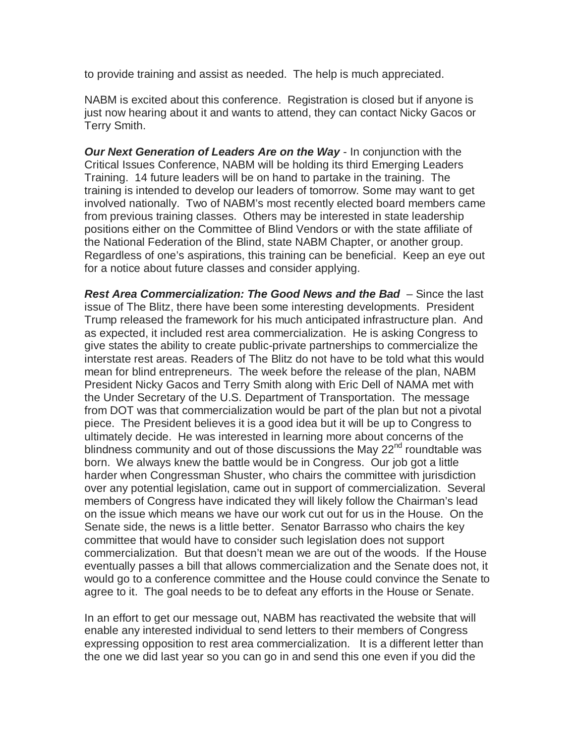to provide training and assist as needed. The help is much appreciated.

NABM is excited about this conference. Registration is closed but if anyone is just now hearing about it and wants to attend, they can contact Nicky Gacos or Terry Smith.

***Our Next Generation of Leaders Are on the Way*** - In conjunction with the Critical Issues Conference, NABM will be holding its third Emerging Leaders Training. 14 future leaders will be on hand to partake in the training. The training is intended to develop our leaders of tomorrow. Some may want to get involved nationally. Two of NABM's most recently elected board members came from previous training classes. Others may be interested in state leadership positions either on the Committee of Blind Vendors or with the state affiliate of the National Federation of the Blind, state NABM Chapter, or another group. Regardless of one's aspirations, this training can be beneficial. Keep an eye out for a notice about future classes and consider applying.

***Rest Area Commercialization: The Good News and the Bad*** – Since the last issue of The Blitz, there have been some interesting developments. President Trump released the framework for his much anticipated infrastructure plan. And as expected, it included rest area commercialization. He is asking Congress to give states the ability to create public-private partnerships to commercialize the interstate rest areas. Readers of The Blitz do not have to be told what this would mean for blind entrepreneurs. The week before the release of the plan, NABM President Nicky Gacos and Terry Smith along with Eric Dell of NAMA met with the Under Secretary of the U.S. Department of Transportation. The message from DOT was that commercialization would be part of the plan but not a pivotal piece. The President believes it is a good idea but it will be up to Congress to ultimately decide. He was interested in learning more about concerns of the blindness community and out of those discussions the May 22nd roundtable was born. We always knew the battle would be in Congress. Our job got a little harder when Congressman Shuster, who chairs the committee with jurisdiction over any potential legislation, came out in support of commercialization. Several members of Congress have indicated they will likely follow the Chairman's lead on the issue which means we have our work cut out for us in the House. On the Senate side, the news is a little better. Senator Barrasso who chairs the key committee that would have to consider such legislation does not support commercialization. But that doesn't mean we are out of the woods. If the House eventually passes a bill that allows commercialization and the Senate does not, it would go to a conference committee and the House could convince the Senate to agree to it. The goal needs to be to defeat any efforts in the House or Senate.

In an effort to get our message out, NABM has reactivated the website that will enable any interested individual to send letters to their members of Congress expressing opposition to rest area commercialization. It is a different letter than the one we did last year so you can go in and send this one even if you did the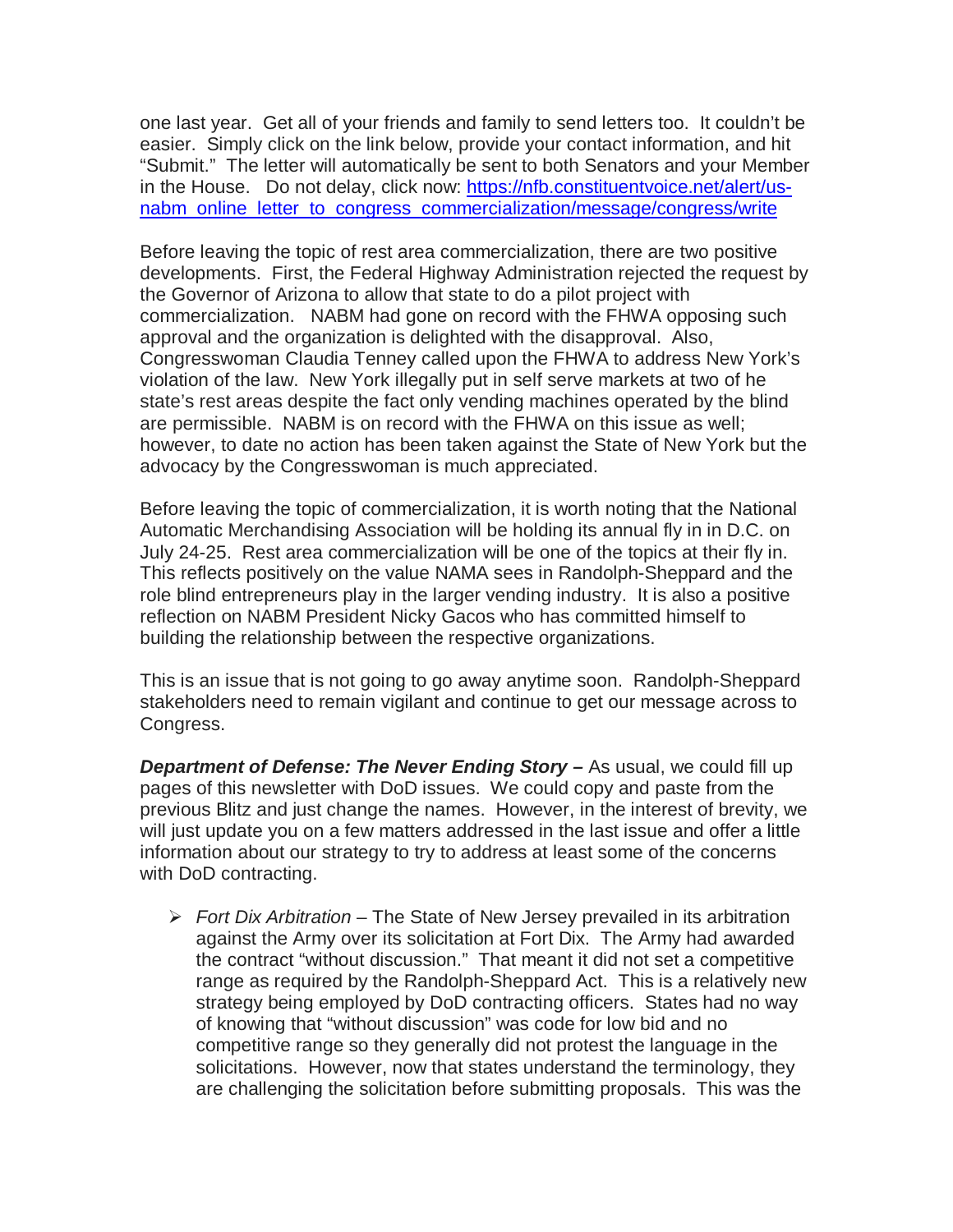one last year. Get all of your friends and family to send letters too. It couldn't be easier. Simply click on the link below, provide your contact information, and hit "Submit." The letter will automatically be sent to both Senators and your Member in the House. Do not delay, click now: [https://nfb.constituentvoice.net/alert/us-nabm_online_letter_to_congress_commercialization/message/congress/write](https://nfb.constituentvoice.net/alert/us-nabm_online_letter_to_congress_commercialization/message/congress/write)

Before leaving the topic of rest area commercialization, there are two positive developments. First, the Federal Highway Administration rejected the request by the Governor of Arizona to allow that state to do a pilot project with commercialization. NABM had gone on record with the FHWA opposing such approval and the organization is delighted with the disapproval. Also, Congresswoman Claudia Tenney called upon the FHWA to address New York's violation of the law. New York illegally put in self serve markets at two of he state's rest areas despite the fact only vending machines operated by the blind are permissible. NABM is on record with the FHWA on this issue as well; however, to date no action has been taken against the State of New York but the advocacy by the Congresswoman is much appreciated.

Before leaving the topic of commercialization, it is worth noting that the National Automatic Merchandising Association will be holding its annual fly in in D.C. on July 24-25. Rest area commercialization will be one of the topics at their fly in. This reflects positively on the value NAMA sees in Randolph-Sheppard and the role blind entrepreneurs play in the larger vending industry. It is also a positive reflection on NABM President Nicky Gacos who has committed himself to building the relationship between the respective organizations.

This is an issue that is not going to go away anytime soon. Randolph-Sheppard stakeholders need to remain vigilant and continue to get our message across to Congress.

***Department of Defense: The Never Ending Story –*** As usual, we could fill up pages of this newsletter with DoD issues. We could copy and paste from the previous Blitz and just change the names. However, in the interest of brevity, we will just update you on a few matters addressed in the last issue and offer a little information about our strategy to try to address at least some of the concerns with DoD contracting.

- *Fort Dix Arbitration* – The State of New Jersey prevailed in its arbitration against the Army over its solicitation at Fort Dix. The Army had awarded the contract "without discussion." That meant it did not set a competitive range as required by the Randolph-Sheppard Act. This is a relatively new strategy being employed by DoD contracting officers. States had no way of knowing that "without discussion" was code for low bid and no competitive range so they generally did not protest the language in the solicitations. However, now that states understand the terminology, they are challenging the solicitation before submitting proposals. This was the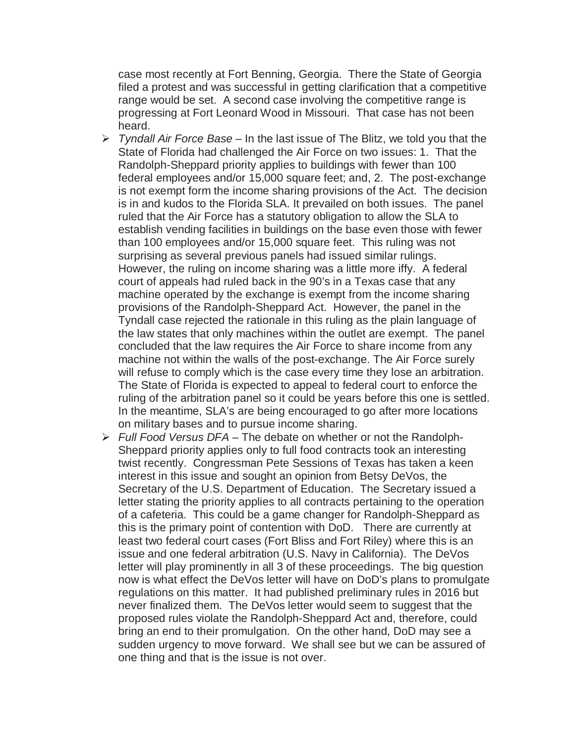case most recently at Fort Benning, Georgia. There the State of Georgia filed a protest and was successful in getting clarification that a competitive range would be set. A second case involving the competitive range is progressing at Fort Leonard Wood in Missouri. That case has not been heard.

- *Tyndall Air Force Base* – In the last issue of The Blitz, we told you that the State of Florida had challenged the Air Force on two issues: 1. That the Randolph-Sheppard priority applies to buildings with fewer than 100 federal employees and/or 15,000 square feet; and, 2. The post-exchange is not exempt form the income sharing provisions of the Act. The decision is in and kudos to the Florida SLA. It prevailed on both issues. The panel ruled that the Air Force has a statutory obligation to allow the SLA to establish vending facilities in buildings on the base even those with fewer than 100 employees and/or 15,000 square feet. This ruling was not surprising as several previous panels had issued similar rulings. However, the ruling on income sharing was a little more iffy. A federal court of appeals had ruled back in the 90's in a Texas case that any machine operated by the exchange is exempt from the income sharing provisions of the Randolph-Sheppard Act. However, the panel in the Tyndall case rejected the rationale in this ruling as the plain language of the law states that only machines within the outlet are exempt. The panel concluded that the law requires the Air Force to share income from any machine not within the walls of the post-exchange. The Air Force surely will refuse to comply which is the case every time they lose an arbitration. The State of Florida is expected to appeal to federal court to enforce the ruling of the arbitration panel so it could be years before this one is settled. In the meantime, SLA's are being encouraged to go after more locations on military bases and to pursue income sharing.
- *Full Food Versus DFA* – The debate on whether or not the Randolph-Sheppard priority applies only to full food contracts took an interesting twist recently. Congressman Pete Sessions of Texas has taken a keen interest in this issue and sought an opinion from Betsy DeVos, the Secretary of the U.S. Department of Education. The Secretary issued a letter stating the priority applies to all contracts pertaining to the operation of a cafeteria. This could be a game changer for Randolph-Sheppard as this is the primary point of contention with DoD. There are currently at least two federal court cases (Fort Bliss and Fort Riley) where this is an issue and one federal arbitration (U.S. Navy in California). The DeVos letter will play prominently in all 3 of these proceedings. The big question now is what effect the DeVos letter will have on DoD's plans to promulgate regulations on this matter. It had published preliminary rules in 2016 but never finalized them. The DeVos letter would seem to suggest that the proposed rules violate the Randolph-Sheppard Act and, therefore, could bring an end to their promulgation. On the other hand, DoD may see a sudden urgency to move forward. We shall see but we can be assured of one thing and that is the issue is not over.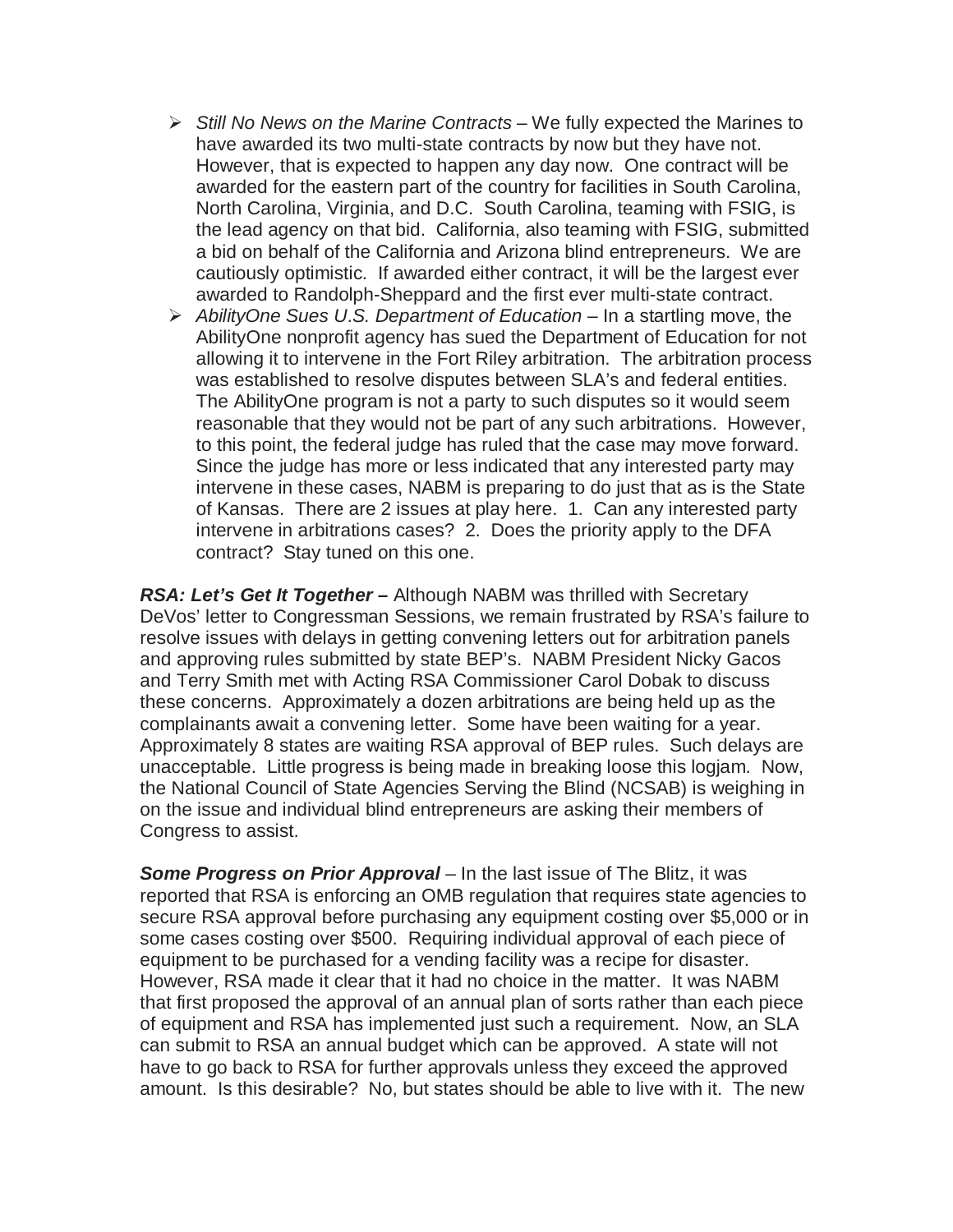- *Still No News on the Marine Contracts* – We fully expected the Marines to have awarded its two multi-state contracts by now but they have not. However, that is expected to happen any day now. One contract will be awarded for the eastern part of the country for facilities in South Carolina, North Carolina, Virginia, and D.C. South Carolina, teaming with FSIG, is the lead agency on that bid. California, also teaming with FSIG, submitted a bid on behalf of the California and Arizona blind entrepreneurs. We are cautiously optimistic. If awarded either contract, it will be the largest ever awarded to Randolph-Sheppard and the first ever multi-state contract.
- *AbilityOne Sues U.S. Department of Education* – In a startling move, the AbilityOne nonprofit agency has sued the Department of Education for not allowing it to intervene in the Fort Riley arbitration. The arbitration process was established to resolve disputes between SLA's and federal entities. The AbilityOne program is not a party to such disputes so it would seem reasonable that they would not be part of any such arbitrations. However, to this point, the federal judge has ruled that the case may move forward. Since the judge has more or less indicated that any interested party may intervene in these cases, NABM is preparing to do just that as is the State of Kansas. There are 2 issues at play here. 1. Can any interested party intervene in arbitrations cases? 2. Does the priority apply to the DFA contract? Stay tuned on this one.

***RSA: Let's Get It Together –*** Although NABM was thrilled with Secretary DeVos' letter to Congressman Sessions, we remain frustrated by RSA's failure to resolve issues with delays in getting convening letters out for arbitration panels and approving rules submitted by state BEP's. NABM President Nicky Gacos and Terry Smith met with Acting RSA Commissioner Carol Dobak to discuss these concerns. Approximately a dozen arbitrations are being held up as the complainants await a convening letter. Some have been waiting for a year. Approximately 8 states are waiting RSA approval of BEP rules. Such delays are unacceptable. Little progress is being made in breaking loose this logjam. Now, the National Council of State Agencies Serving the Blind (NCSAB) is weighing in on the issue and individual blind entrepreneurs are asking their members of Congress to assist.

***Some Progress on Prior Approval*** – In the last issue of The Blitz, it was reported that RSA is enforcing an OMB regulation that requires state agencies to secure RSA approval before purchasing any equipment costing over $5,000 or in some cases costing over $500. Requiring individual approval of each piece of equipment to be purchased for a vending facility was a recipe for disaster. However, RSA made it clear that it had no choice in the matter. It was NABM that first proposed the approval of an annual plan of sorts rather than each piece of equipment and RSA has implemented just such a requirement. Now, an SLA can submit to RSA an annual budget which can be approved. A state will not have to go back to RSA for further approvals unless they exceed the approved amount. Is this desirable? No, but states should be able to live with it. The new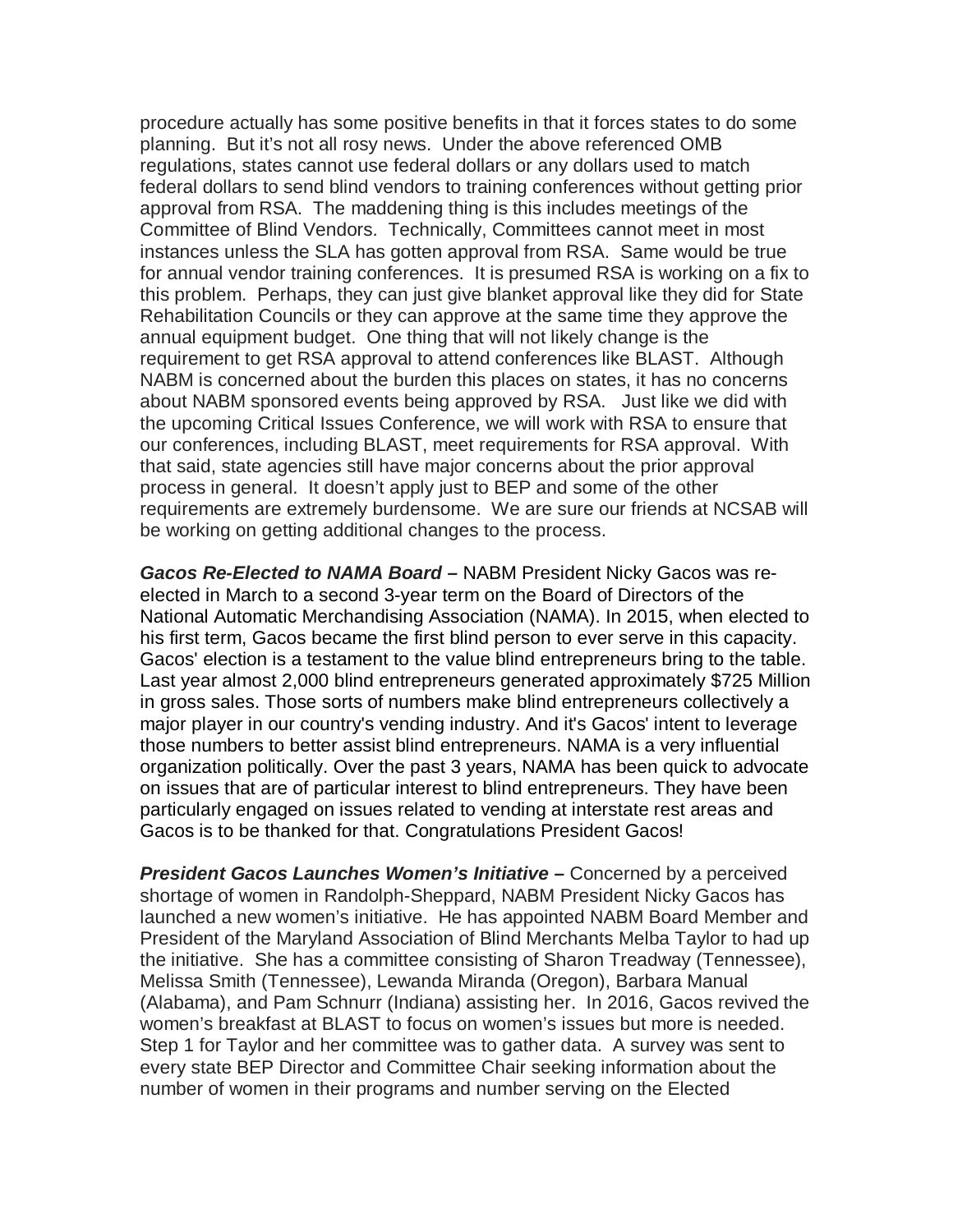procedure actually has some positive benefits in that it forces states to do some planning. But it's not all rosy news. Under the above referenced OMB regulations, states cannot use federal dollars or any dollars used to match federal dollars to send blind vendors to training conferences without getting prior approval from RSA. The maddening thing is this includes meetings of the Committee of Blind Vendors. Technically, Committees cannot meet in most instances unless the SLA has gotten approval from RSA. Same would be true for annual vendor training conferences. It is presumed RSA is working on a fix to this problem. Perhaps, they can just give blanket approval like they did for State Rehabilitation Councils or they can approve at the same time they approve the annual equipment budget. One thing that will not likely change is the requirement to get RSA approval to attend conferences like BLAST. Although NABM is concerned about the burden this places on states, it has no concerns about NABM sponsored events being approved by RSA. Just like we did with the upcoming Critical Issues Conference, we will work with RSA to ensure that our conferences, including BLAST, meet requirements for RSA approval. With that said, state agencies still have major concerns about the prior approval process in general. It doesn't apply just to BEP and some of the other requirements are extremely burdensome. We are sure our friends at NCSAB will be working on getting additional changes to the process.

***Gacos Re-Elected to NAMA Board –*** NABM President Nicky Gacos was re-elected in March to a second 3-year term on the Board of Directors of the National Automatic Merchandising Association (NAMA). In 2015, when elected to his first term, Gacos became the first blind person to ever serve in this capacity. Gacos' election is a testament to the value blind entrepreneurs bring to the table. Last year almost 2,000 blind entrepreneurs generated approximately $725 Million in gross sales. Those sorts of numbers make blind entrepreneurs collectively a major player in our country's vending industry. And it's Gacos' intent to leverage those numbers to better assist blind entrepreneurs. NAMA is a very influential organization politically. Over the past 3 years, NAMA has been quick to advocate on issues that are of particular interest to blind entrepreneurs. They have been particularly engaged on issues related to vending at interstate rest areas and Gacos is to be thanked for that. Congratulations President Gacos!

***President Gacos Launches Women's Initiative –*** Concerned by a perceived shortage of women in Randolph-Sheppard, NABM President Nicky Gacos has launched a new women's initiative. He has appointed NABM Board Member and President of the Maryland Association of Blind Merchants Melba Taylor to had up the initiative. She has a committee consisting of Sharon Treadway (Tennessee), Melissa Smith (Tennessee), Lewanda Miranda (Oregon), Barbara Manual (Alabama), and Pam Schnurr (Indiana) assisting her. In 2016, Gacos revived the women's breakfast at BLAST to focus on women's issues but more is needed. Step 1 for Taylor and her committee was to gather data. A survey was sent to every state BEP Director and Committee Chair seeking information about the number of women in their programs and number serving on the Elected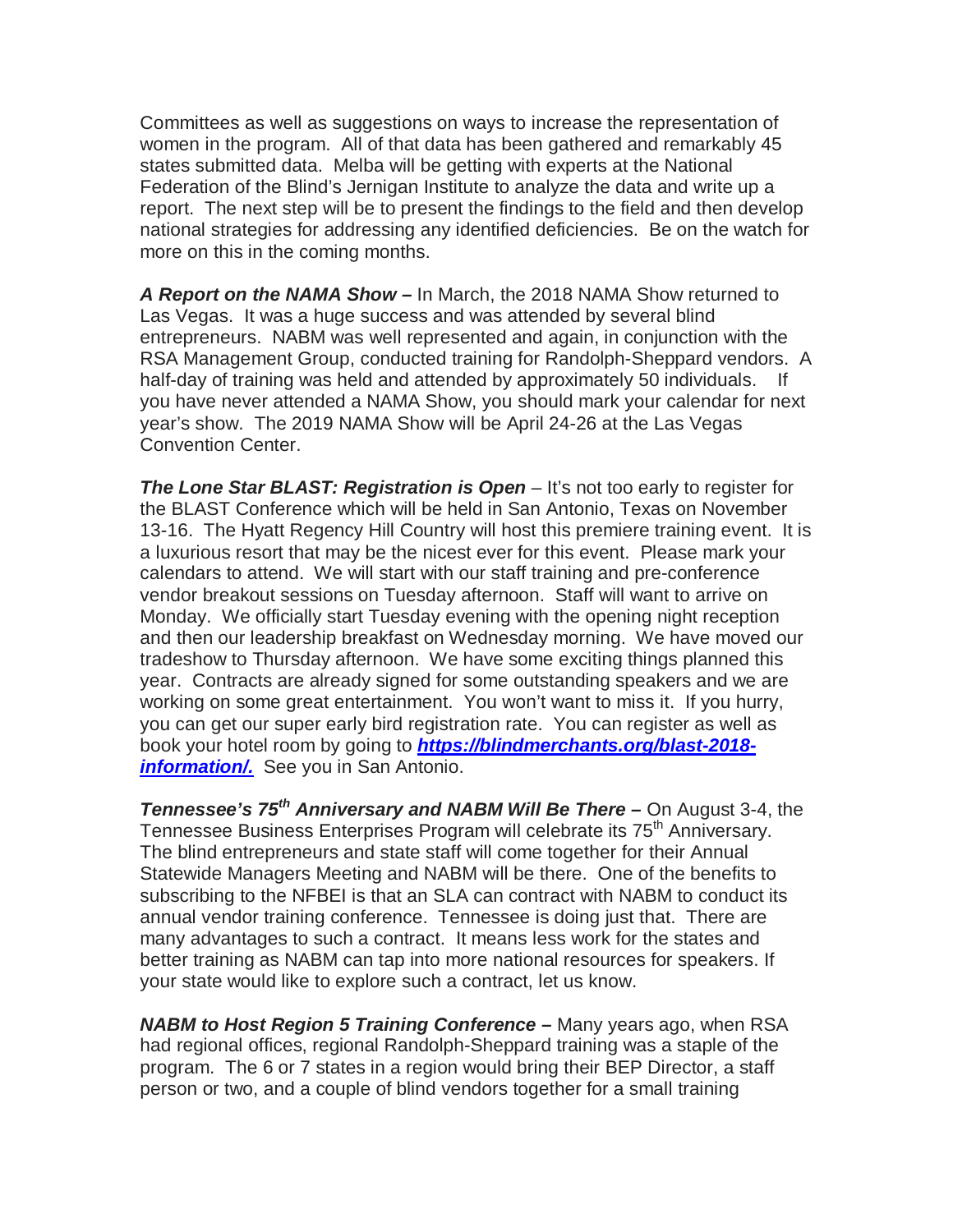Committees as well as suggestions on ways to increase the representation of women in the program. All of that data has been gathered and remarkably 45 states submitted data. Melba will be getting with experts at the National Federation of the Blind's Jernigan Institute to analyze the data and write up a report. The next step will be to present the findings to the field and then develop national strategies for addressing any identified deficiencies. Be on the watch for more on this in the coming months.

***A Report on the NAMA Show –*** In March, the 2018 NAMA Show returned to Las Vegas. It was a huge success and was attended by several blind entrepreneurs. NABM was well represented and again, in conjunction with the RSA Management Group, conducted training for Randolph-Sheppard vendors. A half-day of training was held and attended by approximately 50 individuals. If you have never attended a NAMA Show, you should mark your calendar for next year's show. The 2019 NAMA Show will be April 24-26 at the Las Vegas Convention Center.

***The Lone Star BLAST: Registration is Open*** – It's not too early to register for the BLAST Conference which will be held in San Antonio, Texas on November 13-16. The Hyatt Regency Hill Country will host this premiere training event. It is a luxurious resort that may be the nicest ever for this event. Please mark your calendars to attend. We will start with our staff training and pre-conference vendor breakout sessions on Tuesday afternoon. Staff will want to arrive on Monday. We officially start Tuesday evening with the opening night reception and then our leadership breakfast on Wednesday morning. We have moved our tradeshow to Thursday afternoon. We have some exciting things planned this year. Contracts are already signed for some outstanding speakers and we are working on some great entertainment. You won't want to miss it. If you hurry, you can get our super early bird registration rate. You can register as well as book your hotel room by going to ***https://blindmerchants.org/blast-2018-information/.*** See you in San Antonio.

***Tennessee's 75th Anniversary and NABM Will Be There –*** On August 3-4, the Tennessee Business Enterprises Program will celebrate its 75th Anniversary. The blind entrepreneurs and state staff will come together for their Annual Statewide Managers Meeting and NABM will be there. One of the benefits to subscribing to the NFBEI is that an SLA can contract with NABM to conduct its annual vendor training conference. Tennessee is doing just that. There are many advantages to such a contract. It means less work for the states and better training as NABM can tap into more national resources for speakers. If your state would like to explore such a contract, let us know.

***NABM to Host Region 5 Training Conference –*** Many years ago, when RSA had regional offices, regional Randolph-Sheppard training was a staple of the program. The 6 or 7 states in a region would bring their BEP Director, a staff person or two, and a couple of blind vendors together for a small training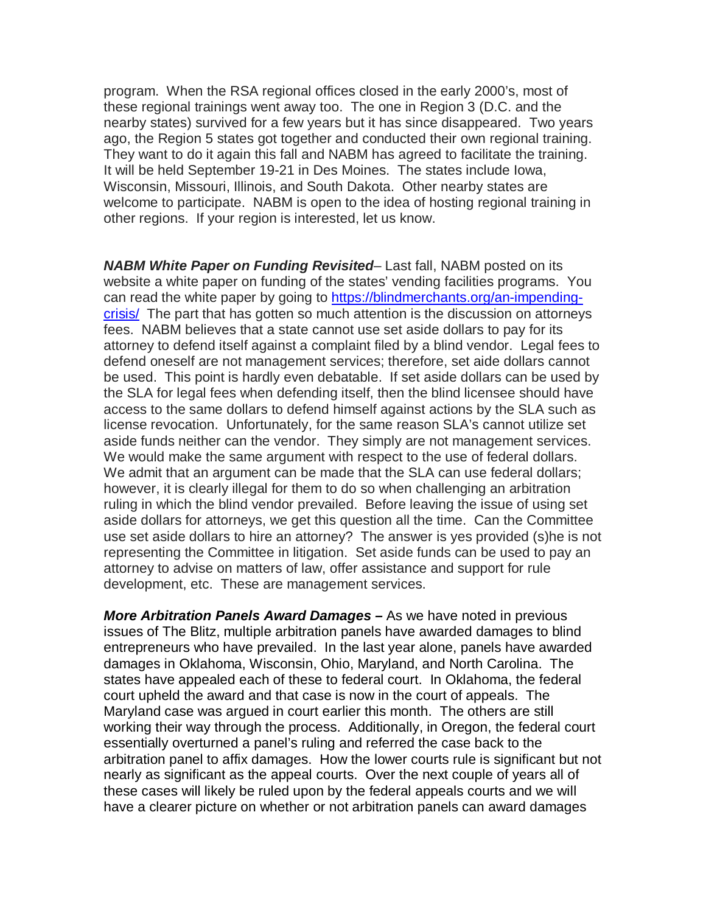program. When the RSA regional offices closed in the early 2000's, most of these regional trainings went away too. The one in Region 3 (D.C. and the nearby states) survived for a few years but it has since disappeared. Two years ago, the Region 5 states got together and conducted their own regional training. They want to do it again this fall and NABM has agreed to facilitate the training. It will be held September 19-21 in Des Moines. The states include Iowa, Wisconsin, Missouri, Illinois, and South Dakota. Other nearby states are welcome to participate. NABM is open to the idea of hosting regional training in other regions. If your region is interested, let us know.

***NABM White Paper on Funding Revisited***– Last fall, NABM posted on its website a white paper on funding of the states' vending facilities programs. You can read the white paper by going to [https://blindmerchants.org/an-impending-crisis/](https://blindmerchants.org/an-impending-crisis/) The part that has gotten so much attention is the discussion on attorneys fees. NABM believes that a state cannot use set aside dollars to pay for its attorney to defend itself against a complaint filed by a blind vendor. Legal fees to defend oneself are not management services; therefore, set aide dollars cannot be used. This point is hardly even debatable. If set aside dollars can be used by the SLA for legal fees when defending itself, then the blind licensee should have access to the same dollars to defend himself against actions by the SLA such as license revocation. Unfortunately, for the same reason SLA's cannot utilize set aside funds neither can the vendor. They simply are not management services. We would make the same argument with respect to the use of federal dollars. We admit that an argument can be made that the SLA can use federal dollars; however, it is clearly illegal for them to do so when challenging an arbitration ruling in which the blind vendor prevailed. Before leaving the issue of using set aside dollars for attorneys, we get this question all the time. Can the Committee use set aside dollars to hire an attorney? The answer is yes provided (s)he is not representing the Committee in litigation. Set aside funds can be used to pay an attorney to advise on matters of law, offer assistance and support for rule development, etc. These are management services.

***More Arbitration Panels Award Damages –*** As we have noted in previous issues of The Blitz, multiple arbitration panels have awarded damages to blind entrepreneurs who have prevailed. In the last year alone, panels have awarded damages in Oklahoma, Wisconsin, Ohio, Maryland, and North Carolina. The states have appealed each of these to federal court. In Oklahoma, the federal court upheld the award and that case is now in the court of appeals. The Maryland case was argued in court earlier this month. The others are still working their way through the process. Additionally, in Oregon, the federal court essentially overturned a panel's ruling and referred the case back to the arbitration panel to affix damages. How the lower courts rule is significant but not nearly as significant as the appeal courts. Over the next couple of years all of these cases will likely be ruled upon by the federal appeals courts and we will have a clearer picture on whether or not arbitration panels can award damages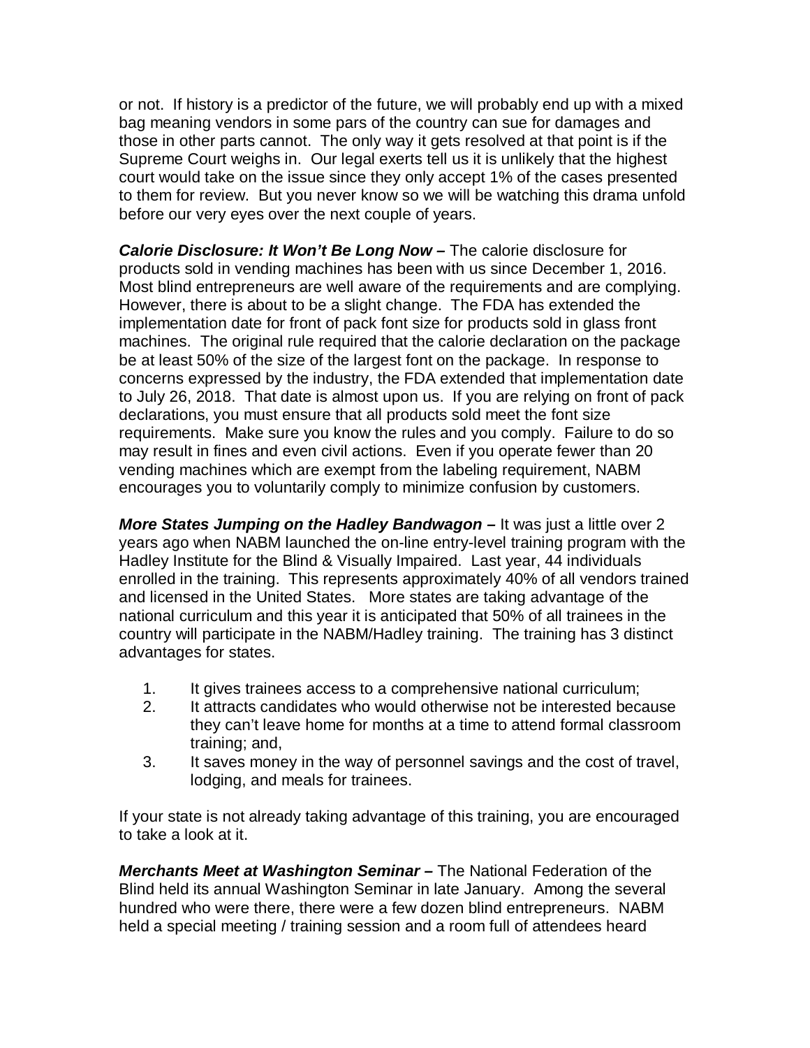or not. If history is a predictor of the future, we will probably end up with a mixed bag meaning vendors in some pars of the country can sue for damages and those in other parts cannot. The only way it gets resolved at that point is if the Supreme Court weighs in. Our legal exerts tell us it is unlikely that the highest court would take on the issue since they only accept 1% of the cases presented to them for review. But you never know so we will be watching this drama unfold before our very eyes over the next couple of years.

***Calorie Disclosure: It Won't Be Long Now –*** The calorie disclosure for products sold in vending machines has been with us since December 1, 2016. Most blind entrepreneurs are well aware of the requirements and are complying. However, there is about to be a slight change. The FDA has extended the implementation date for front of pack font size for products sold in glass front machines. The original rule required that the calorie declaration on the package be at least 50% of the size of the largest font on the package. In response to concerns expressed by the industry, the FDA extended that implementation date to July 26, 2018. That date is almost upon us. If you are relying on front of pack declarations, you must ensure that all products sold meet the font size requirements. Make sure you know the rules and you comply. Failure to do so may result in fines and even civil actions. Even if you operate fewer than 20 vending machines which are exempt from the labeling requirement, NABM encourages you to voluntarily comply to minimize confusion by customers.

***More States Jumping on the Hadley Bandwagon –*** It was just a little over 2 years ago when NABM launched the on-line entry-level training program with the Hadley Institute for the Blind & Visually Impaired. Last year, 44 individuals enrolled in the training. This represents approximately 40% of all vendors trained and licensed in the United States. More states are taking advantage of the national curriculum and this year it is anticipated that 50% of all trainees in the country will participate in the NABM/Hadley training. The training has 3 distinct advantages for states.

1. It gives trainees access to a comprehensive national curriculum;
2. It attracts candidates who would otherwise not be interested because they can't leave home for months at a time to attend formal classroom training; and,
3. It saves money in the way of personnel savings and the cost of travel, lodging, and meals for trainees.

If your state is not already taking advantage of this training, you are encouraged to take a look at it.

***Merchants Meet at Washington Seminar –*** The National Federation of the Blind held its annual Washington Seminar in late January. Among the several hundred who were there, there were a few dozen blind entrepreneurs. NABM held a special meeting / training session and a room full of attendees heard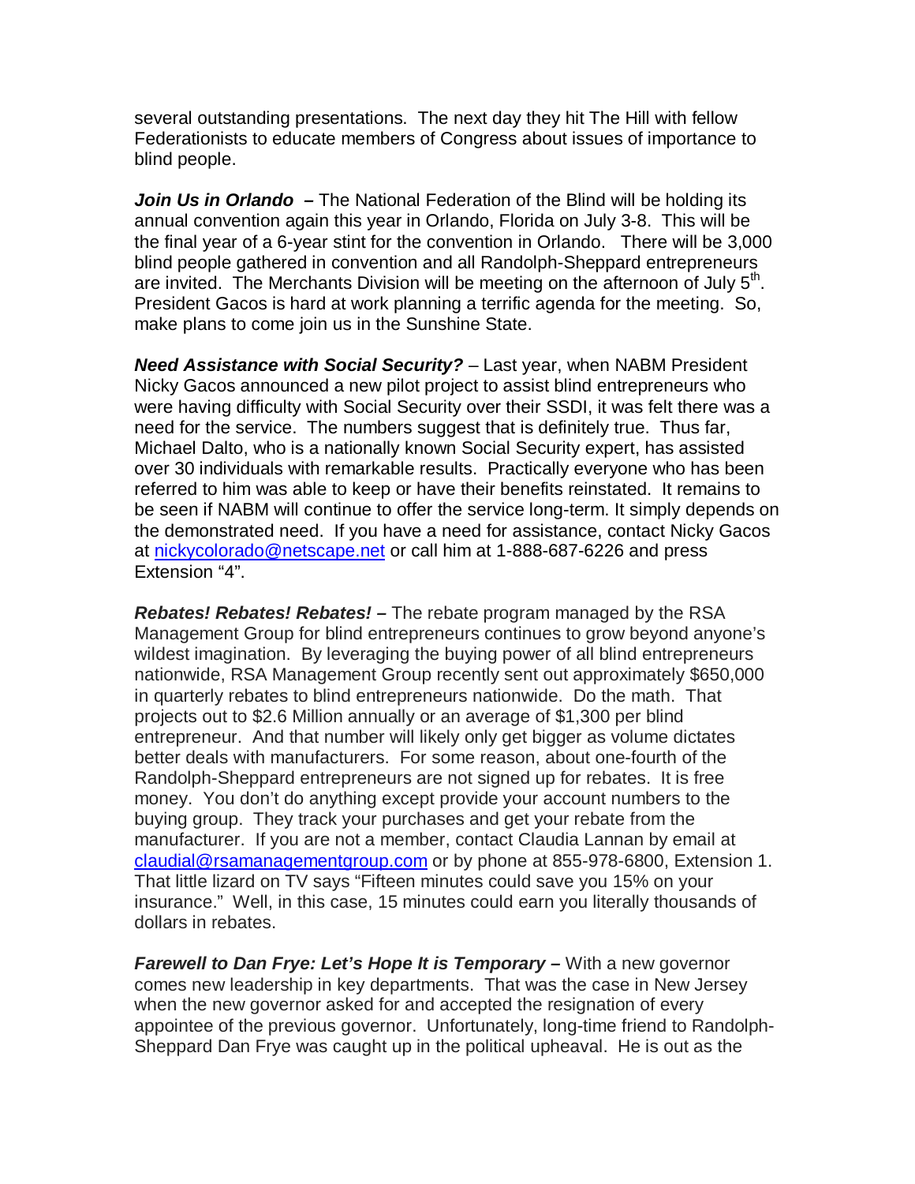several outstanding presentations. The next day they hit The Hill with fellow Federationists to educate members of Congress about issues of importance to blind people.

***Join Us in Orlando*** **–** The National Federation of the Blind will be holding its annual convention again this year in Orlando, Florida on July 3-8. This will be the final year of a 6-year stint for the convention in Orlando. There will be 3,000 blind people gathered in convention and all Randolph-Sheppard entrepreneurs are invited. The Merchants Division will be meeting on the afternoon of July 5th. President Gacos is hard at work planning a terrific agenda for the meeting. So, make plans to come join us in the Sunshine State.

***Need Assistance with Social Security?*** – Last year, when NABM President Nicky Gacos announced a new pilot project to assist blind entrepreneurs who were having difficulty with Social Security over their SSDI, it was felt there was a need for the service. The numbers suggest that is definitely true. Thus far, Michael Dalto, who is a nationally known Social Security expert, has assisted over 30 individuals with remarkable results. Practically everyone who has been referred to him was able to keep or have their benefits reinstated. It remains to be seen if NABM will continue to offer the service long-term. It simply depends on the demonstrated need. If you have a need for assistance, contact Nicky Gacos at nickycolorado@netscape.net or call him at 1-888-687-6226 and press Extension "4".

***Rebates! Rebates! Rebates!*** **–** The rebate program managed by the RSA Management Group for blind entrepreneurs continues to grow beyond anyone's wildest imagination. By leveraging the buying power of all blind entrepreneurs nationwide, RSA Management Group recently sent out approximately $650,000 in quarterly rebates to blind entrepreneurs nationwide. Do the math. That projects out to $2.6 Million annually or an average of $1,300 per blind entrepreneur. And that number will likely only get bigger as volume dictates better deals with manufacturers. For some reason, about one-fourth of the Randolph-Sheppard entrepreneurs are not signed up for rebates. It is free money. You don't do anything except provide your account numbers to the buying group. They track your purchases and get your rebate from the manufacturer. If you are not a member, contact Claudia Lannan by email at claudial@rsamanagementgroup.com or by phone at 855-978-6800, Extension 1. That little lizard on TV says "Fifteen minutes could save you 15% on your insurance." Well, in this case, 15 minutes could earn you literally thousands of dollars in rebates.

***Farewell to Dan Frye: Let's Hope It is Temporary*** **–** With a new governor comes new leadership in key departments. That was the case in New Jersey when the new governor asked for and accepted the resignation of every appointee of the previous governor. Unfortunately, long-time friend to Randolph-Sheppard Dan Frye was caught up in the political upheaval. He is out as the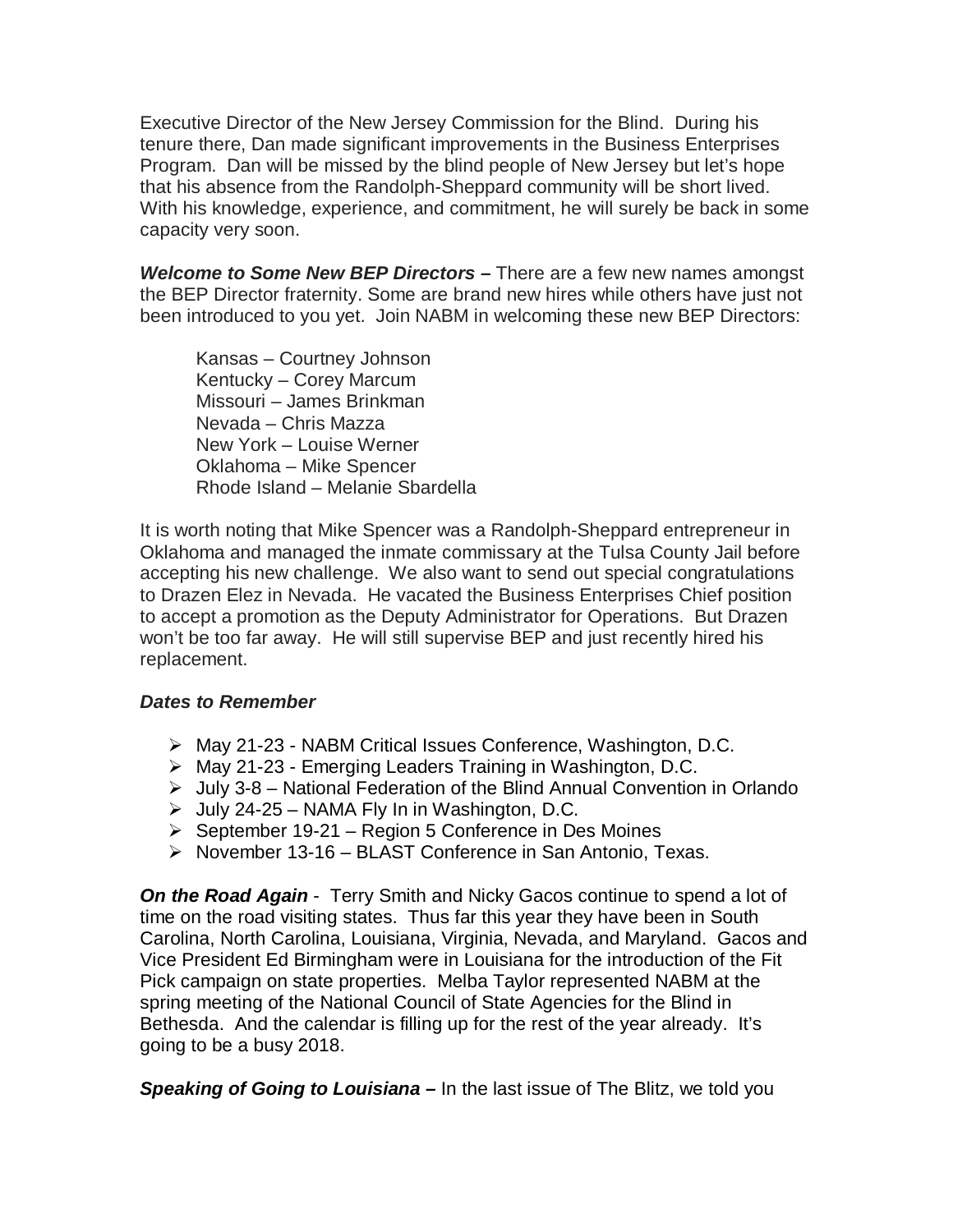Executive Director of the New Jersey Commission for the Blind. During his tenure there, Dan made significant improvements in the Business Enterprises Program. Dan will be missed by the blind people of New Jersey but let's hope that his absence from the Randolph-Sheppard community will be short lived. With his knowledge, experience, and commitment, he will surely be back in some capacity very soon.

***Welcome to Some New BEP Directors –*** There are a few new names amongst the BEP Director fraternity. Some are brand new hires while others have just not been introduced to you yet. Join NABM in welcoming these new BEP Directors:

Kansas – Courtney Johnson
Kentucky – Corey Marcum
Missouri – James Brinkman
Nevada – Chris Mazza
New York – Louise Werner
Oklahoma – Mike Spencer
Rhode Island – Melanie Sbardella

It is worth noting that Mike Spencer was a Randolph-Sheppard entrepreneur in Oklahoma and managed the inmate commissary at the Tulsa County Jail before accepting his new challenge. We also want to send out special congratulations to Drazen Elez in Nevada. He vacated the Business Enterprises Chief position to accept a promotion as the Deputy Administrator for Operations. But Drazen won't be too far away. He will still supervise BEP and just recently hired his replacement.

***Dates to Remember***

- May 21-23 - NABM Critical Issues Conference, Washington, D.C.
- May 21-23 - Emerging Leaders Training in Washington, D.C.
- July 3-8 – National Federation of the Blind Annual Convention in Orlando
- July 24-25 – NAMA Fly In in Washington, D.C.
- September 19-21 – Region 5 Conference in Des Moines
- November 13-16 – BLAST Conference in San Antonio, Texas.

***On the Road Again*** - Terry Smith and Nicky Gacos continue to spend a lot of time on the road visiting states. Thus far this year they have been in South Carolina, North Carolina, Louisiana, Virginia, Nevada, and Maryland. Gacos and Vice President Ed Birmingham were in Louisiana for the introduction of the Fit Pick campaign on state properties. Melba Taylor represented NABM at the spring meeting of the National Council of State Agencies for the Blind in Bethesda. And the calendar is filling up for the rest of the year already. It's going to be a busy 2018.

***Speaking of Going to Louisiana –*** In the last issue of The Blitz, we told you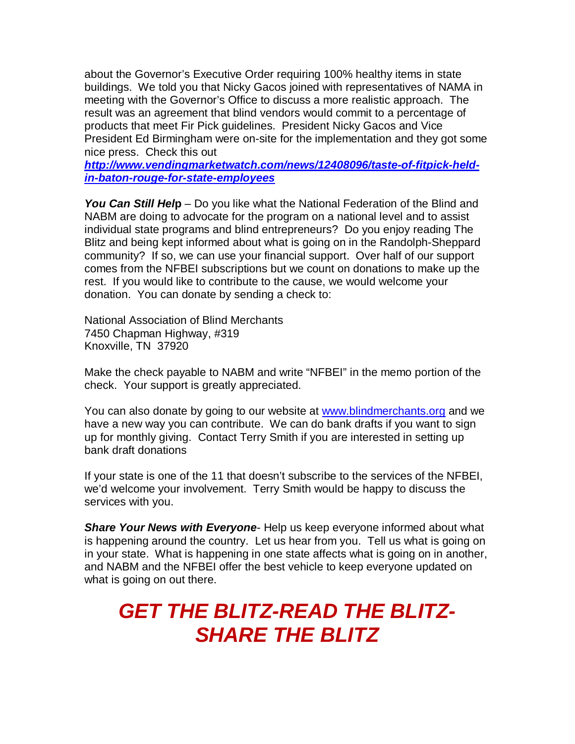about the Governor's Executive Order requiring 100% healthy items in state buildings. We told you that Nicky Gacos joined with representatives of NAMA in meeting with the Governor's Office to discuss a more realistic approach. The result was an agreement that blind vendors would commit to a percentage of products that meet Fir Pick guidelines. President Nicky Gacos and Vice President Ed Birmingham were on-site for the implementation and they got some nice press. Check this out ***http://www.vendingmarketwatch.com/news/12408096/taste-of-fitpick-held-in-baton-rouge-for-state-employees***

***You Can Still Hel*p** – Do you like what the National Federation of the Blind and NABM are doing to advocate for the program on a national level and to assist individual state programs and blind entrepreneurs? Do you enjoy reading The Blitz and being kept informed about what is going on in the Randolph-Sheppard community? If so, we can use your financial support. Over half of our support comes from the NFBEI subscriptions but we count on donations to make up the rest. If you would like to contribute to the cause, we would welcome your donation. You can donate by sending a check to:

National Association of Blind Merchants
7450 Chapman Highway, #319
Knoxville, TN 37920

Make the check payable to NABM and write "NFBEI" in the memo portion of the check. Your support is greatly appreciated.

You can also donate by going to our website at www.blindmerchants.org and we have a new way you can contribute. We can do bank drafts if you want to sign up for monthly giving. Contact Terry Smith if you are interested in setting up bank draft donations

If your state is one of the 11 that doesn't subscribe to the services of the NFBEI, we'd welcome your involvement. Terry Smith would be happy to discuss the services with you.

***Share Your News with Everyone***- Help us keep everyone informed about what is happening around the country. Let us hear from you. Tell us what is going on in your state. What is happening in one state affects what is going on in another, and NABM and the NFBEI offer the best vehicle to keep everyone updated on what is going on out there.

# *GET THE BLITZ-READ THE BLITZ-SHARE THE BLITZ*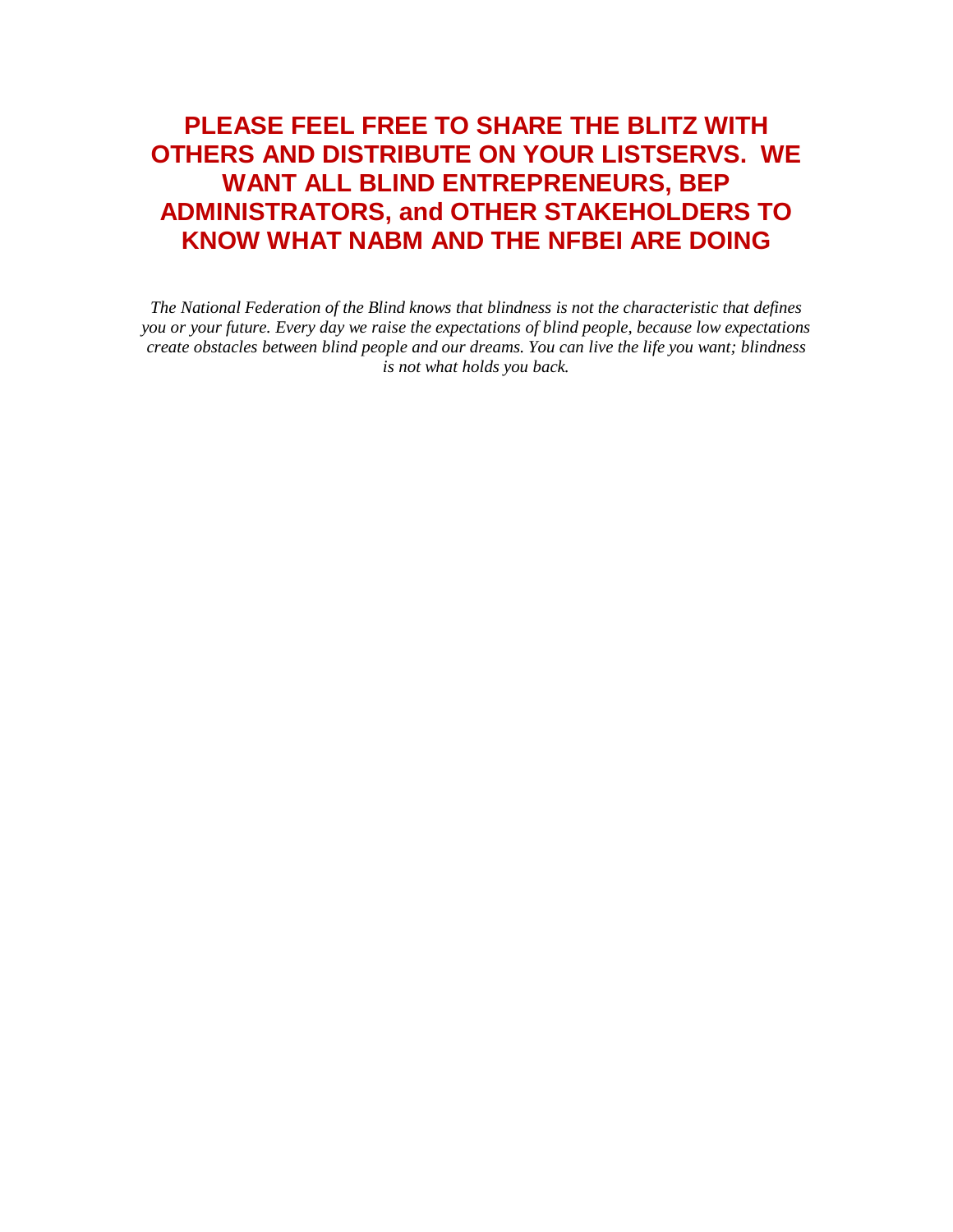## PLEASE FEEL FREE TO SHARE THE BLITZ WITH OTHERS AND DISTRIBUTE ON YOUR LISTSERVS. WE WANT ALL BLIND ENTREPRENEURS, BEP ADMINISTRATORS, and OTHER STAKEHOLDERS TO KNOW WHAT NABM AND THE NFBEI ARE DOING

*The National Federation of the Blind knows that blindness is not the characteristic that defines you or your future. Every day we raise the expectations of blind people, because low expectations create obstacles between blind people and our dreams. You can live the life you want; blindness is not what holds you back.*